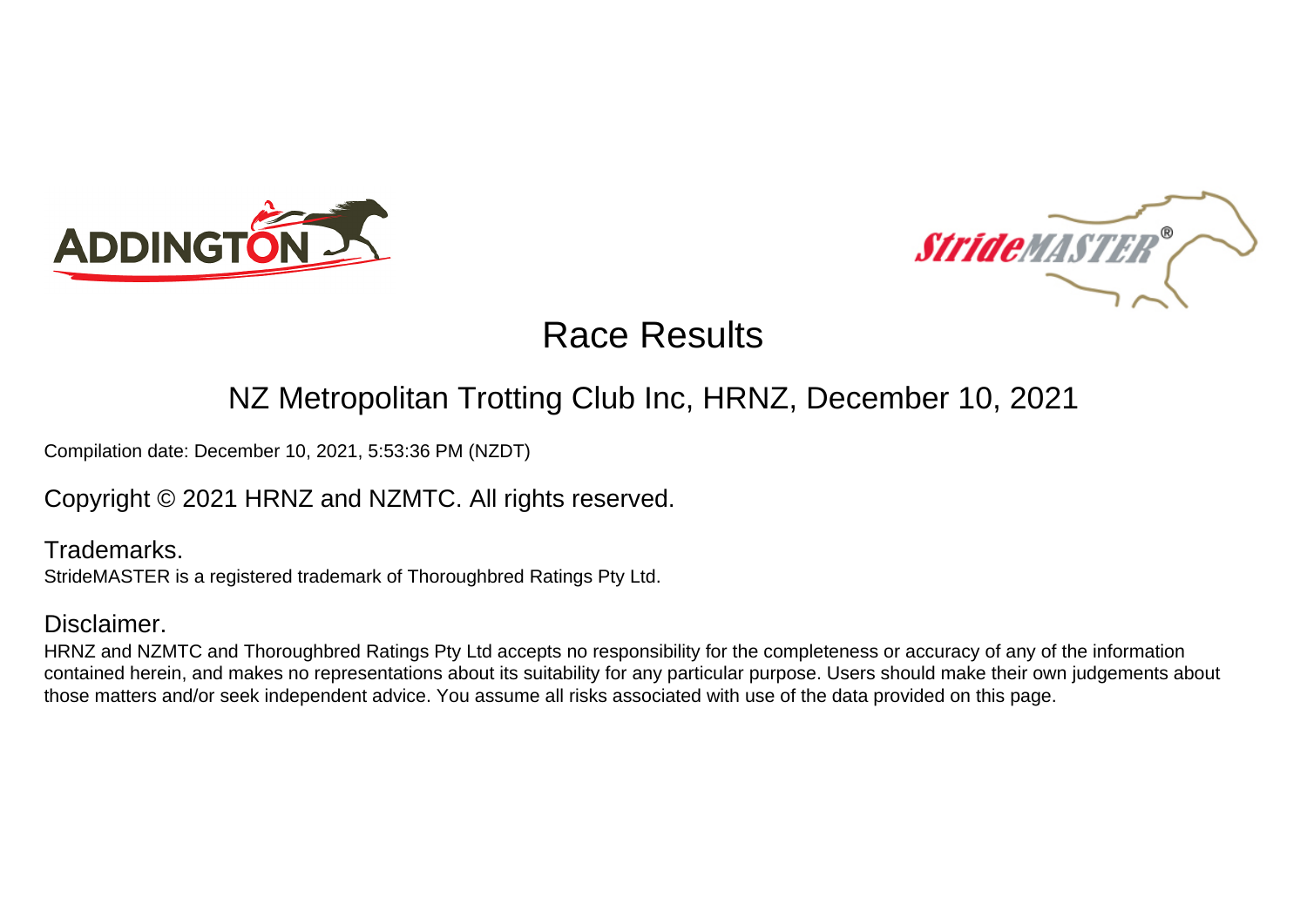# Race Results

## NZ Metropolitan Trotting Club Inc, HRNZ, December 10, 2021

Compilation date: December 10, 2021, 5:53:36 PM (NZDT)

Copyright © 2021 HRNZ and NZMTC. All rights reserved.

### Trademarks.

StrideMASTER is a registered trademark of Thoroughbred Ratings Pty Ltd.

### Disclaimer.

HRNZ and NZMTC and Thoroughbred Ratings Pty Ltd accepts no responsibility for the completeness or accuracy of any of the information contained herein, and makes no representations about its suitability for any particular purpose. Users should make their own judgements about those matters and/or seek independent advice. You assume all risks associated with use of the data provided on this page.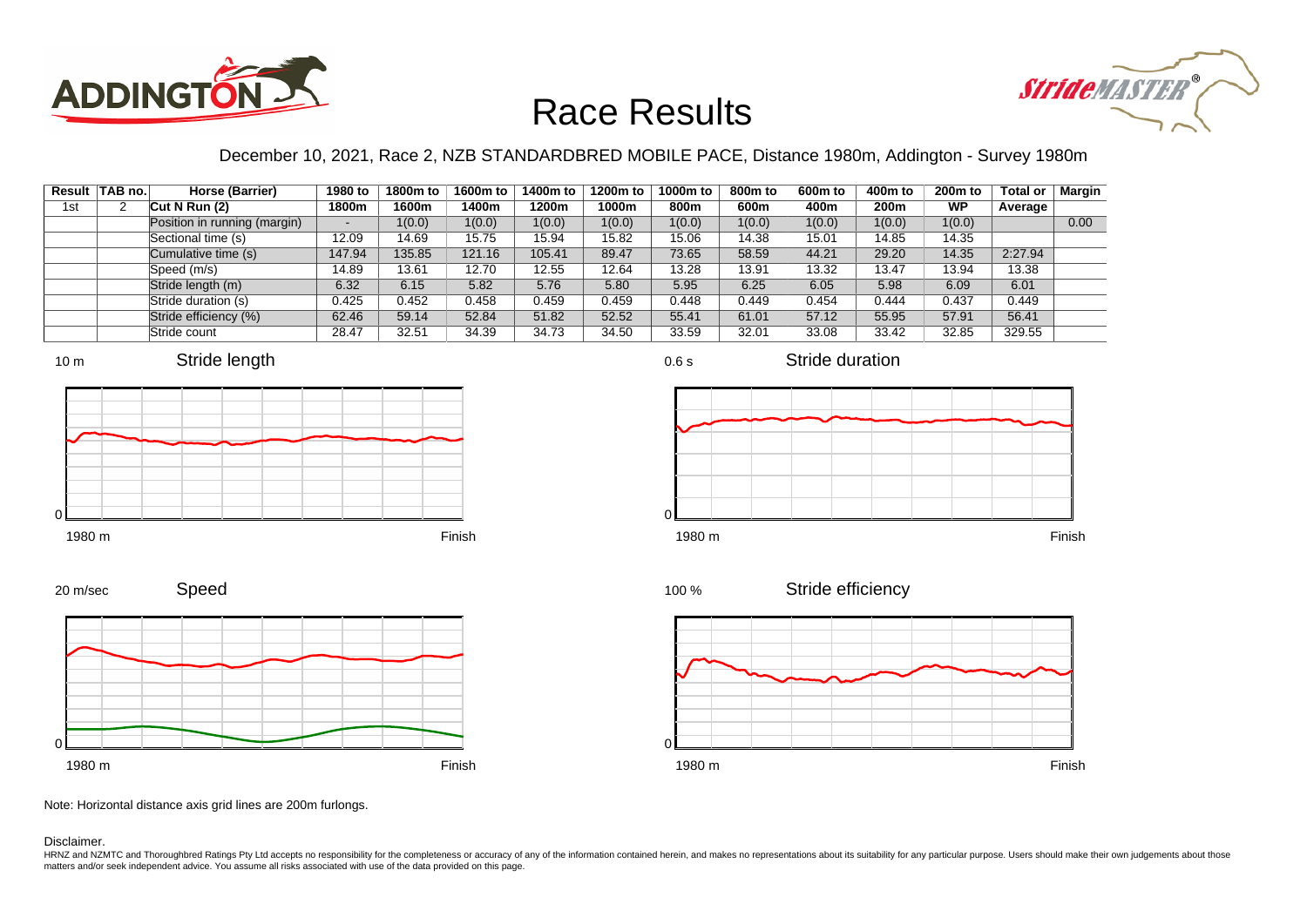# Race Results

December 10, 2021, Race 2, NZB STANDARDBRED MOBILE PACE, Distance 1980m, Addington - Survey 1980m

| Result | TAB no. | Horse (Barrier) | 1980 to 1800m | 1800m to 1600m | 1600m to 1400m | 1400m to 1200m | 1200m to 1000m | 1000m to 800m | 800m to 600m | 600m to 400m | 400m to 200m | 200m to WP | Total or Average | Margin |
|---|---|---|---|---|---|---|---|---|---|---|---|---|---|---|
| 1st | 2 | Cut N Run (2) | | | | | | | | | | | | |
| | | Position in running (margin) | - | 1(0.0) | 1(0.0) | 1(0.0) | 1(0.0) | 1(0.0) | 1(0.0) | 1(0.0) | 1(0.0) | 1(0.0) | | 0.00 |
| | | Sectional time (s) | 12.09 | 14.69 | 15.75 | 15.94 | 15.82 | 15.06 | 14.38 | 15.01 | 14.85 | 14.35 | | |
| | | Cumulative time (s) | 147.94 | 135.85 | 121.16 | 105.41 | 89.47 | 73.65 | 58.59 | 44.21 | 29.20 | 14.35 | 2:27.94 | |
| | | Speed (m/s) | 14.89 | 13.61 | 12.70 | 12.55 | 12.64 | 13.28 | 13.91 | 13.32 | 13.47 | 13.94 | 13.38 | |
| | | Stride length (m) | 6.32 | 6.15 | 5.82 | 5.76 | 5.80 | 5.95 | 6.25 | 6.05 | 5.98 | 6.09 | 6.01 | |
| | | Stride duration (s) | 0.425 | 0.452 | 0.458 | 0.459 | 0.459 | 0.448 | 0.449 | 0.454 | 0.444 | 0.437 | 0.449 | |
| | | Stride efficiency (%) | 62.46 | 59.14 | 52.84 | 51.82 | 52.52 | 55.41 | 61.01 | 57.12 | 55.95 | 57.91 | 56.41 | |
| | | Stride count | 28.47 | 32.51 | 34.39 | 34.73 | 34.50 | 33.59 | 32.01 | 33.08 | 33.42 | 32.85 | 329.55 | |

Stride length (10 m, 0; 1980 m – Finish)

Stride duration (0.6 s, 0; 1980 m – Finish)

Speed (20 m/sec, 0; 1980 m – Finish)

Stride efficiency (100 %, 0; 1980 m – Finish)

Note: Horizontal distance axis grid lines are 200m furlongs.

Disclaimer.

HRNZ and NZMTC and Thoroughbred Ratings Pty Ltd accepts no responsibility for the completeness or accuracy of any of the information contained herein, and makes no representations about its suitability for any particular purpose. Users should make their own judgements about those matters and/or seek independent advice. You assume all risks associated with use of the data provided on this page.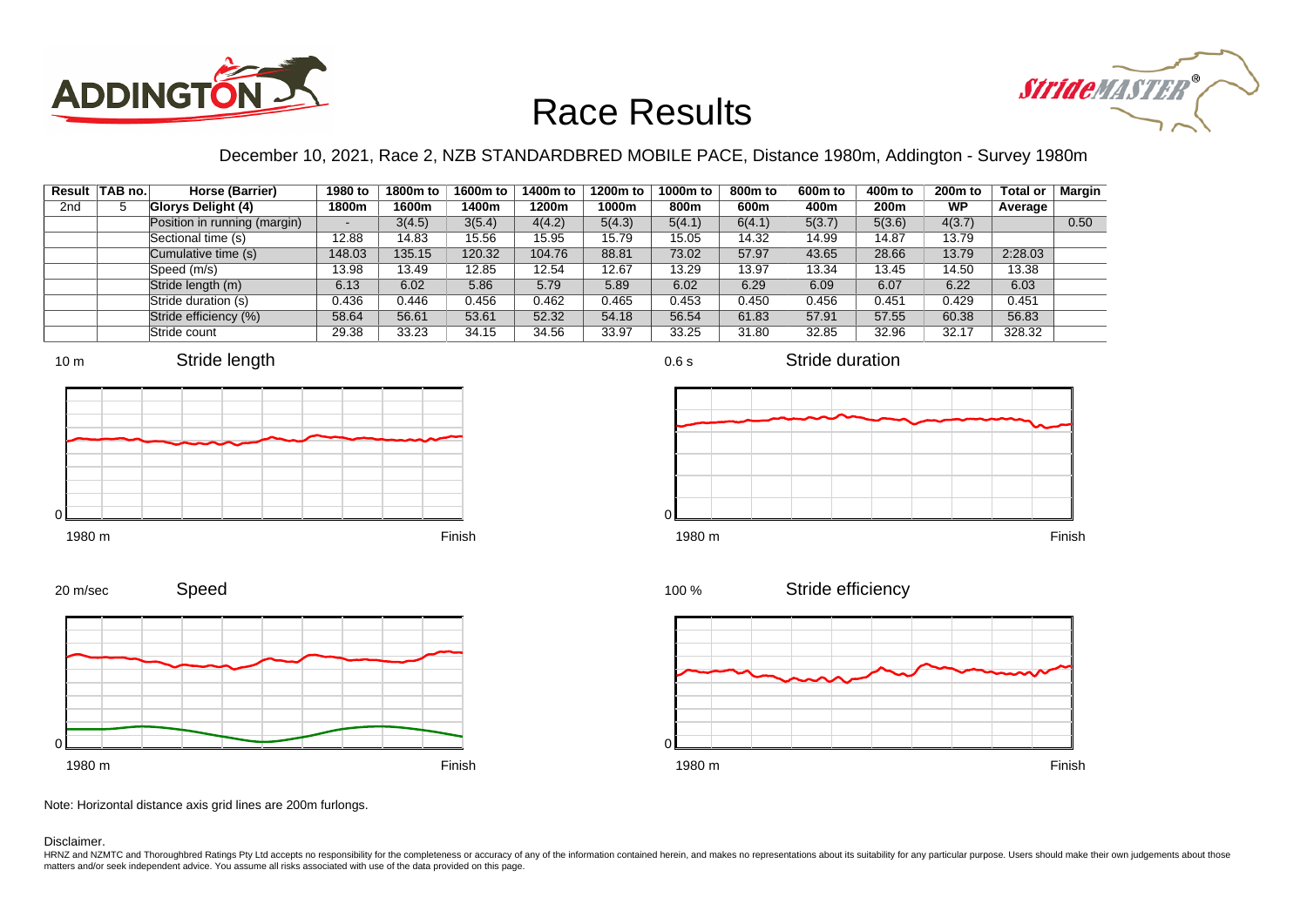# Race Results

December 10, 2021, Race 2, NZB STANDARDBRED MOBILE PACE, Distance 1980m, Addington - Survey 1980m

| Result | TAB no. | Horse (Barrier) | 1980 to 1800m | 1800m to 1600m | 1600m to 1400m | 1400m to 1200m | 1200m to 1000m | 1000m to 800m | 800m to 600m | 600m to 400m | 400m to 200m | 200m to WP | Total or Average | Margin |
|---|---|---|---|---|---|---|---|---|---|---|---|---|---|---|
| 2nd | 5 | **Glorys Delight (4)** | | | | | | | | | | | | |
| | | Position in running (margin) | - | 3(4.5) | 3(5.4) | 4(4.2) | 5(4.3) | 5(4.1) | 6(4.1) | 5(3.7) | 5(3.6) | 4(3.7) | | 0.50 |
| | | Sectional time (s) | 12.88 | 14.83 | 15.56 | 15.95 | 15.79 | 15.05 | 14.32 | 14.99 | 14.87 | 13.79 | | |
| | | Cumulative time (s) | 148.03 | 135.15 | 120.32 | 104.76 | 88.81 | 73.02 | 57.97 | 43.65 | 28.66 | 13.79 | 2:28.03 | |
| | | Speed (m/s) | 13.98 | 13.49 | 12.85 | 12.54 | 12.67 | 13.29 | 13.97 | 13.34 | 13.45 | 14.50 | 13.38 | |
| | | Stride length (m) | 6.13 | 6.02 | 5.86 | 5.79 | 5.89 | 6.02 | 6.29 | 6.09 | 6.07 | 6.22 | 6.03 | |
| | | Stride duration (s) | 0.436 | 0.446 | 0.456 | 0.462 | 0.465 | 0.453 | 0.450 | 0.456 | 0.451 | 0.429 | 0.451 | |
| | | Stride efficiency (%) | 58.64 | 56.61 | 53.61 | 52.32 | 54.18 | 56.54 | 61.83 | 57.91 | 57.55 | 60.38 | 56.83 | |
| | | Stride count | 29.38 | 33.23 | 34.15 | 34.56 | 33.97 | 33.25 | 31.80 | 32.85 | 32.96 | 32.17 | 328.32 | |

Stride length (10 m; 1980 m – Finish)

Stride duration (0.6 s; 1980 m – Finish)

Speed (20 m/sec; 1980 m – Finish)

Stride efficiency (100 %; 1980 m – Finish)

Note: Horizontal distance axis grid lines are 200m furlongs.

Disclaimer.

HRNZ and NZMTC and Thoroughbred Ratings Pty Ltd accepts no responsibility for the completeness or accuracy of any of the information contained herein, and makes no representations about its suitability for any particular purpose. Users should make their own judgements about those matters and/or seek independent advice. You assume all risks associated with use of the data provided on this page.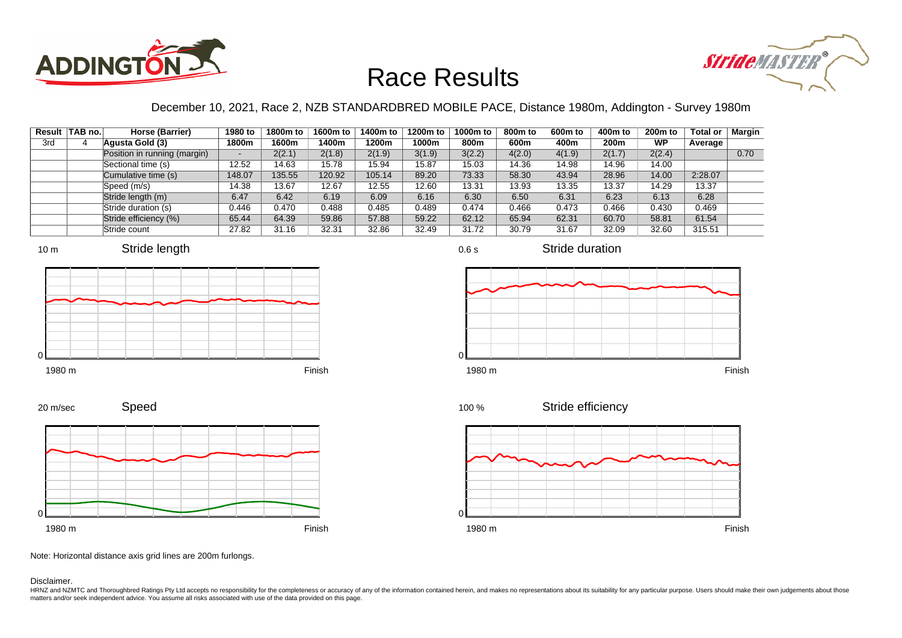# Race Results

December 10, 2021, Race 2, NZB STANDARDBRED MOBILE PACE, Distance 1980m, Addington - Survey 1980m

| Result | TAB no. | Horse (Barrier) | 1980 to 1800m | 1800m to 1600m | 1600m to 1400m | 1400m to 1200m | 1200m to 1000m | 1000m to 800m | 800m to 600m | 600m to 400m | 400m to 200m | 200m to WP | Total or Average | Margin |
|---|---|---|---|---|---|---|---|---|---|---|---|---|---|---|
| 3rd | 4 | Agusta Gold (3) | | | | | | | | | | | | |
| | | Position in running (margin) | - | 2(2.1) | 2(1.8) | 2(1.9) | 3(1.9) | 3(2.2) | 4(2.0) | 4(1.9) | 2(1.7) | 2(2.4) | | 0.70 |
| | | Sectional time (s) | 12.52 | 14.63 | 15.78 | 15.94 | 15.87 | 15.03 | 14.36 | 14.98 | 14.96 | 14.00 | | |
| | | Cumulative time (s) | 148.07 | 135.55 | 120.92 | 105.14 | 89.20 | 73.33 | 58.30 | 43.94 | 28.96 | 14.00 | 2:28.07 | |
| | | Speed (m/s) | 14.38 | 13.67 | 12.67 | 12.55 | 12.60 | 13.31 | 13.93 | 13.35 | 13.37 | 14.29 | 13.37 | |
| | | Stride length (m) | 6.47 | 6.42 | 6.19 | 6.09 | 6.16 | 6.30 | 6.50 | 6.31 | 6.23 | 6.13 | 6.28 | |
| | | Stride duration (s) | 0.446 | 0.470 | 0.488 | 0.485 | 0.489 | 0.474 | 0.466 | 0.473 | 0.466 | 0.430 | 0.469 | |
| | | Stride efficiency (%) | 65.44 | 64.39 | 59.86 | 57.88 | 59.22 | 62.12 | 65.94 | 62.31 | 60.70 | 58.81 | 61.54 | |
| | | Stride count | 27.82 | 31.16 | 32.31 | 32.86 | 32.49 | 31.72 | 30.79 | 31.67 | 32.09 | 32.60 | 315.51 | |

Note: Horizontal distance axis grid lines are 200m furlongs.

Disclaimer.

HRNZ and NZMTC and Thoroughbred Ratings Pty Ltd accepts no responsibility for the completeness or accuracy of any of the information contained herein, and makes no representations about its suitability for any particular purpose. Users should make their own judgements about those matters and/or seek independent advice. You assume all risks associated with use of the data provided on this page.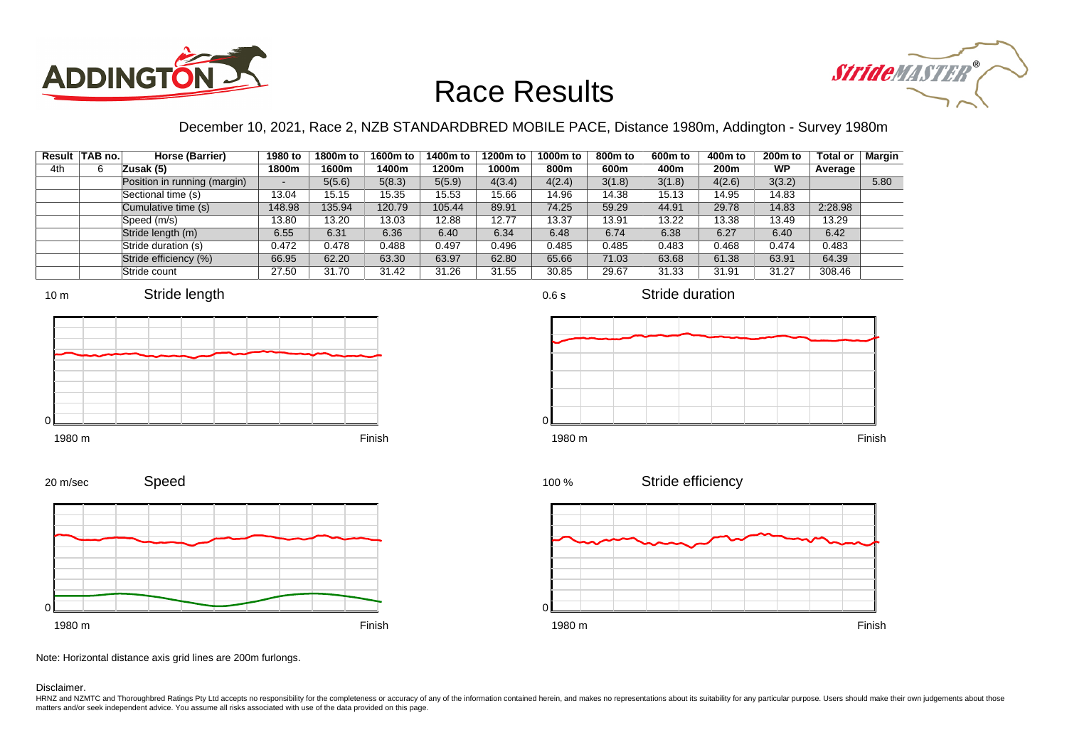# Race Results

December 10, 2021, Race 2, NZB STANDARDBRED MOBILE PACE, Distance 1980m, Addington - Survey 1980m

| Result | TAB no. | Horse (Barrier) | 1980 to 1800m | 1800m to 1600m | 1600m to 1400m | 1400m to 1200m | 1200m to 1000m | 1000m to 800m | 800m to 600m | 600m to 400m | 400m to 200m | 200m to WP | Total or Average | Margin |
|---|---|---|---|---|---|---|---|---|---|---|---|---|---|---|
| 4th | 6 | Zusak (5) | | | | | | | | | | | | |
| | | Position in running (margin) | - | 5(5.6) | 5(8.3) | 5(5.9) | 4(3.4) | 4(2.4) | 3(1.8) | 3(1.8) | 4(2.6) | 3(3.2) | | 5.80 |
| | | Sectional time (s) | 13.04 | 15.15 | 15.35 | 15.53 | 15.66 | 14.96 | 14.38 | 15.13 | 14.95 | 14.83 | | |
| | | Cumulative time (s) | 148.98 | 135.94 | 120.79 | 105.44 | 89.91 | 74.25 | 59.29 | 44.91 | 29.78 | 14.83 | 2:28.98 | |
| | | Speed (m/s) | 13.80 | 13.20 | 13.03 | 12.88 | 12.77 | 13.37 | 13.91 | 13.22 | 13.38 | 13.49 | 13.29 | |
| | | Stride length (m) | 6.55 | 6.31 | 6.36 | 6.40 | 6.34 | 6.48 | 6.74 | 6.38 | 6.27 | 6.40 | 6.42 | |
| | | Stride duration (s) | 0.472 | 0.478 | 0.488 | 0.497 | 0.496 | 0.485 | 0.485 | 0.483 | 0.468 | 0.474 | 0.483 | |
| | | Stride efficiency (%) | 66.95 | 62.20 | 63.30 | 63.97 | 62.80 | 65.66 | 71.03 | 63.68 | 61.38 | 63.91 | 64.39 | |
| | | Stride count | 27.50 | 31.70 | 31.42 | 31.26 | 31.55 | 30.85 | 29.67 | 31.33 | 31.91 | 31.27 | 308.46 | |

Stride length (10 m scale; 1980 m to Finish)

Stride duration (0.6 s scale; 1980 m to Finish)

Speed (20 m/sec scale; 1980 m to Finish)

Stride efficiency (100 % scale; 1980 m to Finish)

Note: Horizontal distance axis grid lines are 200m furlongs.

Disclaimer.

HRNZ and NZMTC and Thoroughbred Ratings Pty Ltd accepts no responsibility for the completeness or accuracy of any of the information contained herein, and makes no representations about its suitability for any particular purpose. Users should make their own judgements about those matters and/or seek independent advice. You assume all risks associated with use of the data provided on this page.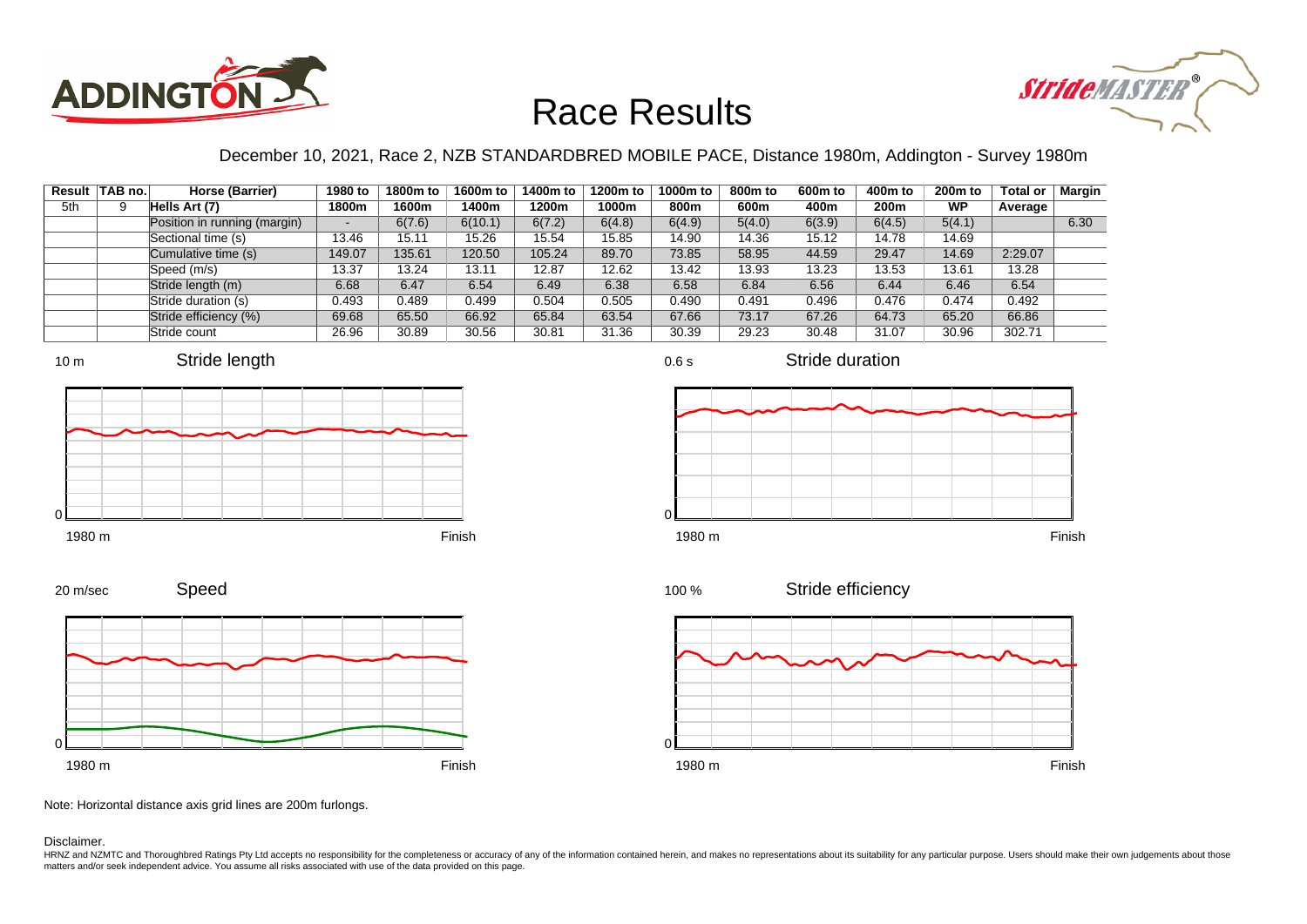# Race Results

December 10, 2021, Race 2, NZB STANDARDBRED MOBILE PACE, Distance 1980m, Addington - Survey 1980m

| Result | TAB no. | Horse (Barrier) | 1980 to 1800m | 1800m to 1600m | 1600m to 1400m | 1400m to 1200m | 1200m to 1000m | 1000m to 800m | 800m to 600m | 600m to 400m | 400m to 200m | 200m to WP | Total or Average | Margin |
|---|---|---|---|---|---|---|---|---|---|---|---|---|---|---|
| 5th | 9 | Hells Art (7) | | | | | | | | | | | | |
| | | Position in running (margin) | - | 6(7.6) | 6(10.1) | 6(7.2) | 6(4.8) | 6(4.9) | 5(4.0) | 6(3.9) | 6(4.5) | 5(4.1) | | 6.30 |
| | | Sectional time (s) | 13.46 | 15.11 | 15.26 | 15.54 | 15.85 | 14.90 | 14.36 | 15.12 | 14.78 | 14.69 | | |
| | | Cumulative time (s) | 149.07 | 135.61 | 120.50 | 105.24 | 89.70 | 73.85 | 58.95 | 44.59 | 29.47 | 14.69 | 2:29.07 | |
| | | Speed (m/s) | 13.37 | 13.24 | 13.11 | 12.87 | 12.62 | 13.42 | 13.93 | 13.23 | 13.53 | 13.61 | 13.28 | |
| | | Stride length (m) | 6.68 | 6.47 | 6.54 | 6.49 | 6.38 | 6.58 | 6.84 | 6.56 | 6.44 | 6.46 | 6.54 | |
| | | Stride duration (s) | 0.493 | 0.489 | 0.499 | 0.504 | 0.505 | 0.490 | 0.491 | 0.496 | 0.476 | 0.474 | 0.492 | |
| | | Stride efficiency (%) | 69.68 | 65.50 | 66.92 | 65.84 | 63.54 | 67.66 | 73.17 | 67.26 | 64.73 | 65.20 | 66.86 | |
| | | Stride count | 26.96 | 30.89 | 30.56 | 30.81 | 31.36 | 30.39 | 29.23 | 30.48 | 31.07 | 30.96 | 302.71 | |

Stride length (10 m, 0; 1980 m to Finish)

Stride duration (0.6 s, 0; 1980 m to Finish)

Speed (20 m/sec, 0; 1980 m to Finish)

Stride efficiency (100 %, 0; 1980 m to Finish)

Note: Horizontal distance axis grid lines are 200m furlongs.

Disclaimer.

HRNZ and NZMTC and Thoroughbred Ratings Pty Ltd accepts no responsibility for the completeness or accuracy of any of the information contained herein, and makes no representations about its suitability for any particular purpose. Users should make their own judgements about those matters and/or seek independent advice. You assume all risks associated with use of the data provided on this page.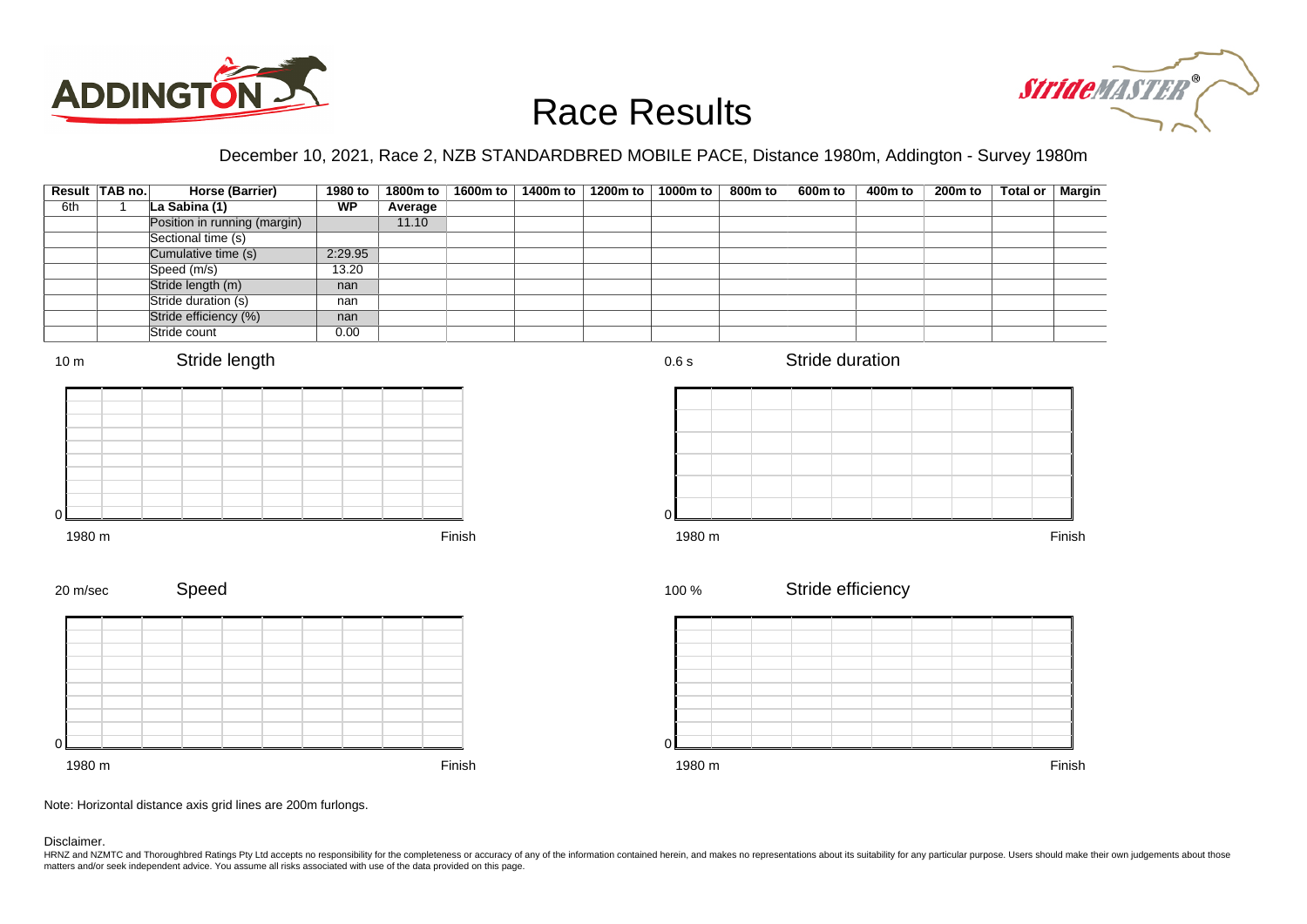# Race Results

December 10, 2021, Race 2, NZB STANDARDBRED MOBILE PACE, Distance 1980m, Addington - Survey 1980m

| Result | TAB no. | Horse (Barrier) | 1980 to | 1800m to | 1600m to | 1400m to | 1200m to | 1000m to | 800m to | 600m to | 400m to | 200m to | Total or | Margin |
|---|---|---|---|---|---|---|---|---|---|---|---|---|---|---|
| 6th | 1 | La Sabina (1) | WP | Average | | | | | | | | | | |
| | | Position in running (margin) | | 11.10 | | | | | | | | | | |
| | | Sectional time (s) | | | | | | | | | | | | |
| | | Cumulative time (s) | 2:29.95 | | | | | | | | | | | |
| | | Speed (m/s) | 13.20 | | | | | | | | | | | |
| | | Stride length (m) | nan | | | | | | | | | | | |
| | | Stride duration (s) | nan | | | | | | | | | | | |
| | | Stride efficiency (%) | nan | | | | | | | | | | | |
| | | Stride count | 0.00 | | | | | | | | | | | |

Stride length (10 m, 0; 1980 m to Finish)

Stride duration (0.6 s, 0; 1980 m to Finish)

Speed (20 m/sec, 0; 1980 m to Finish)

Stride efficiency (100 %, 0; 1980 m to Finish)

Note: Horizontal distance axis grid lines are 200m furlongs.

Disclaimer.

HRNZ and NZMTC and Thoroughbred Ratings Pty Ltd accepts no responsibility for the completeness or accuracy of any of the information contained herein, and makes no representations about its suitability for any particular purpose. Users should make their own judgements about those matters and/or seek independent advice. You assume all risks associated with use of the data provided on this page.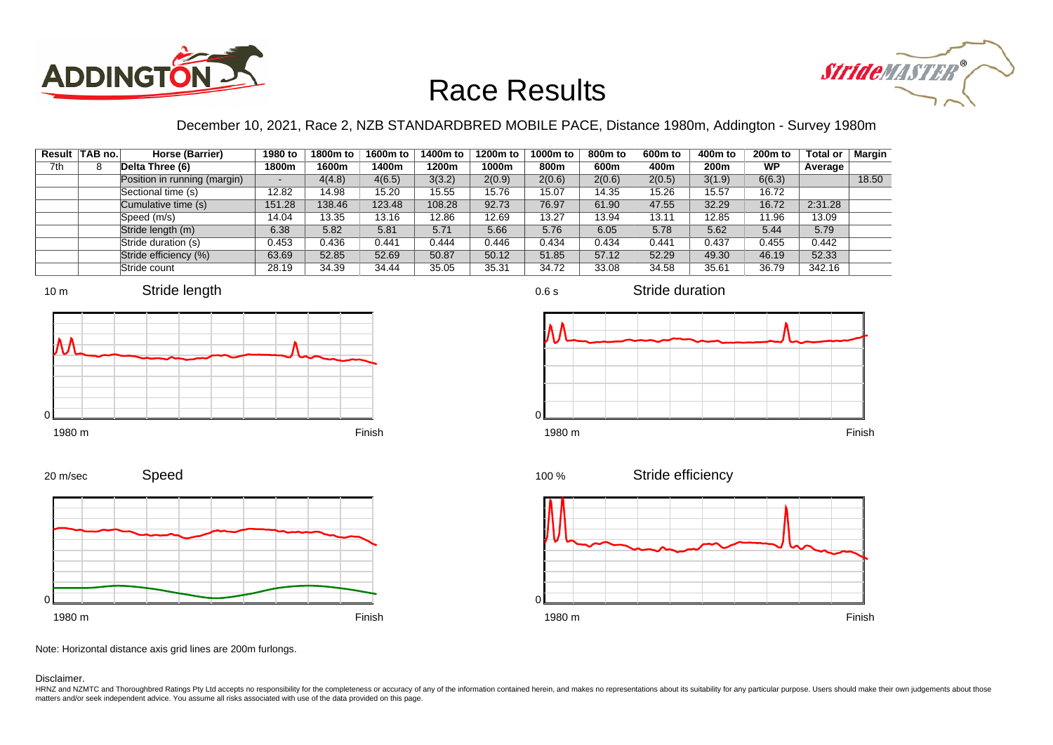# Race Results

December 10, 2021, Race 2, NZB STANDARDBRED MOBILE PACE, Distance 1980m, Addington - Survey 1980m

| Result | TAB no. | Horse (Barrier) | 1980 to 1800m | 1800m to 1600m | 1600m to 1400m | 1400m to 1200m | 1200m to 1000m | 1000m to 800m | 800m to 600m | 600m to 400m | 400m to 200m | 200m to WP | Total or Average | Margin |
|---|---|---|---|---|---|---|---|---|---|---|---|---|---|---|
| 7th | 8 | Delta Three (6) | | | | | | | | | | | | |
| | | Position in running (margin) | - | 4(4.8) | 4(6.5) | 3(3.2) | 2(0.9) | 2(0.6) | 2(0.6) | 2(0.5) | 3(1.9) | 6(6.3) | | 18.50 |
| | | Sectional time (s) | 12.82 | 14.98 | 15.20 | 15.55 | 15.76 | 15.07 | 14.35 | 15.26 | 15.57 | 16.72 | | |
| | | Cumulative time (s) | 151.28 | 138.46 | 123.48 | 108.28 | 92.73 | 76.97 | 61.90 | 47.55 | 32.29 | 16.72 | 2:31.28 | |
| | | Speed (m/s) | 14.04 | 13.35 | 13.16 | 12.86 | 12.69 | 13.27 | 13.94 | 13.11 | 12.85 | 11.96 | 13.09 | |
| | | Stride length (m) | 6.38 | 5.82 | 5.81 | 5.71 | 5.66 | 5.76 | 6.05 | 5.78 | 5.62 | 5.44 | 5.79 | |
| | | Stride duration (s) | 0.453 | 0.436 | 0.441 | 0.444 | 0.446 | 0.434 | 0.434 | 0.441 | 0.437 | 0.455 | 0.442 | |
| | | Stride efficiency (%) | 63.69 | 52.85 | 52.69 | 50.87 | 50.12 | 51.85 | 57.12 | 52.29 | 49.30 | 46.19 | 52.33 | |
| | | Stride count | 28.19 | 34.39 | 34.44 | 35.05 | 35.31 | 34.72 | 33.08 | 34.58 | 35.61 | 36.79 | 342.16 | |

Stride length

10 m
0
1980 m
Finish

Stride duration

0.6 s
0
1980 m
Finish

Speed

20 m/sec
0
1980 m
Finish

Stride efficiency

100 %
0
1980 m
Finish

Note: Horizontal distance axis grid lines are 200m furlongs.

Disclaimer.

HRNZ and NZMTC and Thoroughbred Ratings Pty Ltd accepts no responsibility for the completeness or accuracy of any of the information contained herein, and makes no representations about its suitability for any particular purpose. Users should make their own judgements about those matters and/or seek independent advice. You assume all risks associated with use of the data provided on this page.